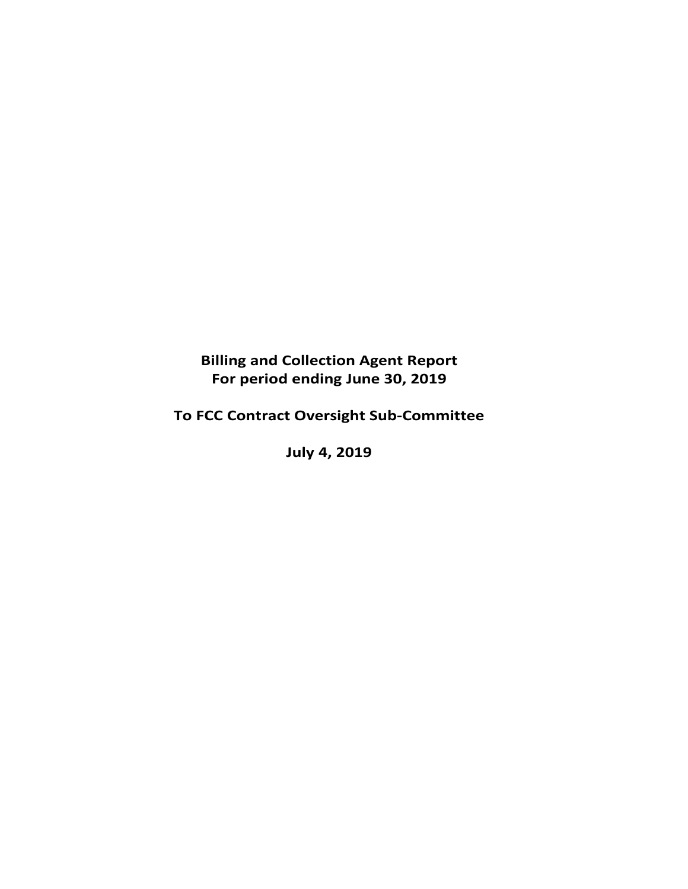**Billing and Collection Agent Report**
**For period ending June 30, 2019**

**To FCC Contract Oversight Sub-Committee**

**July 4, 2019**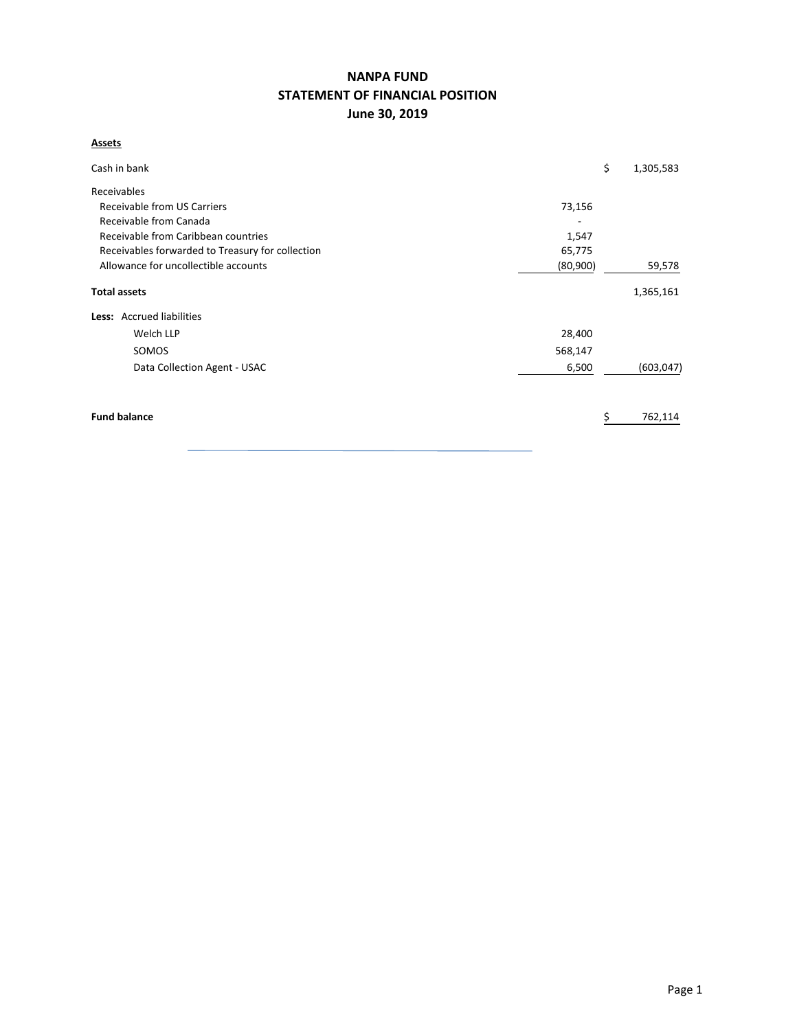# NANPA FUND
## STATEMENT OF FINANCIAL POSITION
### June 30, 2019

**Assets**

| | | |
|---|---|---|
| Cash in bank | | $ 1,305,583 |
| Receivables | | |
| Receivable from US Carriers | 73,156 | |
| Receivable from Canada | - | |
| Receivable from Caribbean countries | 1,547 | |
| Receivables forwarded to Treasury for collection | 65,775 | |
| Allowance for uncollectible accounts | (80,900) | 59,578 |
| **Total assets** | | 1,365,161 |
| **Less:** Accrued liabilities | | |
| Welch LLP | 28,400 | |
| SOMOS | 568,147 | |
| Data Collection Agent - USAC | 6,500 | (603,047) |
| **Fund balance** | | $ 762,114 |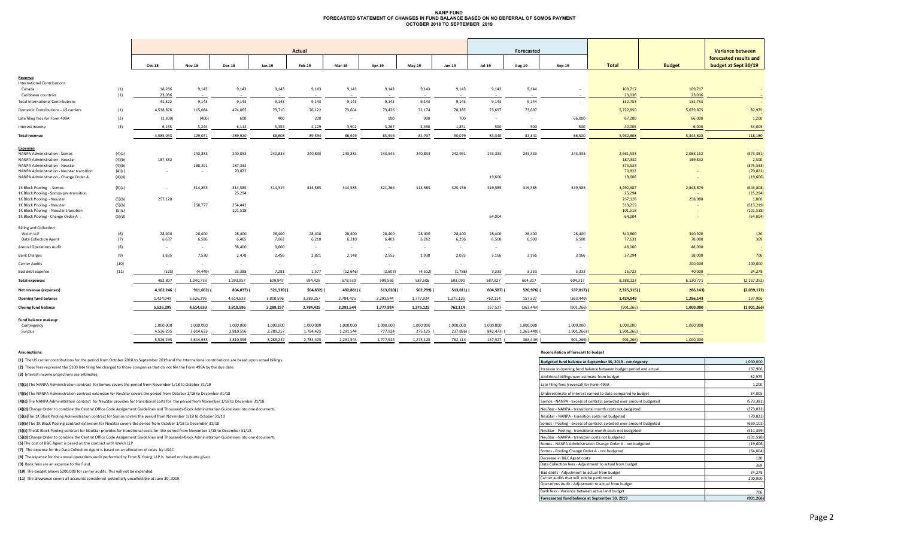# NANP FUND
## FORECASTED STATEMENT OF CHANGES IN FUND BALANCE BASED ON NO DEFERRAL OF SOMOS PAYMENT
### OCTOBER 2018 TO SEPTEMBER 2019

| | | Actual | | | | | | | | | Forecasted | | | | | Variance between forecasted results and budget at Sept 30/19 |
|---|---|---|---|---|---|---|---|---|---|---|---|---|---|---|---|---|
| | | Oct-18 | Nov-18 | Dec-18 | Jan-19 | Feb-19 | Mar-19 | Apr-19 | May-19 | Jun-19 | Jul-19 | Aug-19 | Sep-19 | Total | Budget | |
| **Revenue** | | | | | | | | | | | | | | | | |
| International Contributions | | | | | | | | | | | | | | | | |
| Canada | (1) | 18,286 | 9,143 | 9,143 | 9,143 | 9,143 | 9,143 | 9,143 | 9,143 | 9,143 | 9,143 | 9,144 | - | 109,717 | 109,717 | - |
| Caribbean countries | (1) | 23,036 | - | - | - | - | - | - | - | - | - | - | - | 23,036 | 23,036 | - |
| Total International Contributions | | 41,322 | 9,143 | 9,143 | 9,143 | 9,143 | 9,143 | 9,143 | 9,143 | 9,143 | 9,143 | 9,144 | - | 132,753 | 132,753 | - |
| Domestic Contributions - US carriers | (1) | 4,538,876 | 115,084 | 474,065 | 73,710 | 76,122 | 73,604 | 73,436 | 72,174 | 78,385 | 73,697 | 73,697 | | 5,722,850 | 5,639,875 | 82,975 |
| Late filing fees for Form 499A | (2) | (1,300) | (400) | 600 | 400 | 200 | - | 100 | 900 | 700 | - | - | 66,000 | 67,200 | 66,000 | 1,200 |
| Interest income | (3) | 6,155 | 5,244 | 6,112 | 5,355 | 4,129 | 3,902 | 3,267 | 2,490 | 1,851 | 500 | 500 | 500 | 40,005 | 6,000 | 34,005 |
| **Total revenue** | | 4,585,053 | 129,071 | 489,920 | 88,608 | 89,594 | 86,649 | 85,946 | 84,707 | 90,079 | 83,340 | 83,341 | 66,500 | 5,962,808 | 5,844,628 | 118,180 |
| **Expenses** | | | | | | | | | | | | | | | | |
| NANPA Administration - Somos | (4)(a) | - | 240,833 | 240,833 | 240,833 | 240,833 | 240,833 | 243,545 | 240,833 | 242,991 | 243,333 | 243,333 | 243,333 | 2,661,533 | 2,088,152 | (573,381) |
| NANPA Administration - Neustar | (4)(b) | 187,332 | | | | | | | | | | | | 187,332 | 189,832 | 2,500 |
| NANPA Administration - Neustar | (4)(b) | | 188,201 | 187,332 | | | | | | | | | | 375,533 | - | (375,533) |
| NANPA Administration - Neustar transition | (4)(c) | - | - | 70,822 | | | | | | | | | | 70,822 | - | (70,822) |
| NANPA Administration - Change Order A | (4)(d) | | | | | | | | | | 19,606 | | | 19,606 | - | (19,606) |
| 1K Block Pooling - Somos | (5)(a) | - | 314,855 | 314,585 | 314,315 | 314,585 | 314,585 | 321,266 | 314,585 | 325,156 | 319,585 | 319,585 | 319,585 | 3,492,687 | 2,848,879 | (643,808) |
| 1K Block Pooling - Somos pre-transition | | | | 25,294 | | | | | | | | | | 25,294 | - | (25,294) |
| 1K Block Pooling - Neustar | (5)(b) | 257,128 | | | | | | | | | | | | 257,128 | 258,988 | 1,860 |
| 1K Block Pooling - Neustar | (5)(b) | | 258,777 | 254,442 | | | | | | | | | | 513,219 | - | (513,219) |
| 1K Block Pooling - Neustar transition | (5)(c) | | | 101,518 | | | | | | | | | | 101,518 | - | (101,518) |
| 1K Block Pooling - Change Order A | (5)(d) | | | | | | | | | | 64,004 | | | 64,004 | - | (64,004) |
| Billing and Collection | | | | | | | | | | | | | | | | |
| Welch LLP | (6) | 28,400 | 28,400 | 28,400 | 28,400 | 28,400 | 28,400 | 28,400 | 28,400 | 28,400 | 28,400 | 28,400 | 28,400 | 340,800 | 340,920 | 120 |
| Data Collection Agent | (7) | 6,637 | 6,586 | 6,465 | 7,062 | 6,210 | 6,210 | 6,403 | 6,262 | 6,296 | 6,500 | 6,500 | 6,500 | 77,631 | 78,000 | 369 |
| Annual Operations Audit | (8) | - | - | 38,400 | 9,600 | - | - | - | - | - | - | | - | 48,000 | 48,000 | - |
| Bank Charges | (9) | 3,835 | 7,530 | 2,478 | 2,456 | 2,821 | 2,148 | 2,555 | 1,938 | 2,035 | 3,166 | 3,166 | 3,166 | 37,294 | 38,000 | 706 |
| Carrier Audits | (10) | - | - | - | - | - | - | - | - | - | - | - | - | - | 200,000 | 200,000 |
| Bad debt expense | (11) | (525) | (4,449) | 23,388 | 7,281 | 1,577 | (12,646) | (2,603) | (4,512) | (1,788) | 3,333 | 3,333 | 3,333 | 15,722 | 40,000 | 24,278 |
| **Total expenses** | | 482,807 | 1,040,733 | 1,293,957 | 609,947 | 594,426 | 579,530 | 599,566 | 587,506 | 603,090 | 687,927 | 604,317 | 604,317 | 8,288,123 | 6,130,771 | (2,157,352) |
| **Net revenue (expenses)** | | 4,102,246 | (911,662) | (804,037) | (521,339) | (504,832) | (492,881) | (513,620) | (502,799) | (513,011) | (604,587) | (520,976) | (537,817) | (2,325,315) | (286,143) | (2,039,172) |
| **Opening fund balance** | | 1,424,049 | 5,526,295 | 4,614,633 | 3,810,596 | 3,289,257 | 2,784,425 | 2,291,544 | 1,777,924 | 1,275,125 | 762,114 | 157,527 | (363,449) | 1,424,049 | 1,286,143 | 137,906 |
| **Closing fund balance** | | 5,526,295 | 4,614,633 | 3,810,596 | 3,289,257 | 2,784,425 | 2,291,544 | 1,777,924 | 1,275,125 | 762,114 | 157,527 | (363,449) | (901,266) | (901,266) | 1,000,000 | (1,901,266) |
| **Fund balance makeup:** | | | | | | | | | | | | | | | | |
| Contingency | | 1,000,000 | 1,000,000 | 1,000,000 | 1,000,000 | 1,000,000 | 1,000,000 | 1,000,000 | 1,000,000 | 1,000,000 | 1,000,000 | 1,000,000 | 1,000,000 | 1,000,000 | 1,000,000 | |
| Surplus | | 4,526,295 | 3,614,633 | 2,810,596 | 2,289,257 | 1,784,425 | 1,291,544 | 777,924 | 275,125 | (237,886) | (842,473) | (1,363,449) | (1,901,266) | (1,901,266) | - | |
| | | 5,526,295 | 4,614,633 | 3,810,596 | 3,289,257 | 2,784,425 | 2,291,544 | 1,777,924 | 1,275,125 | 762,114 | 157,527 | (363,449) | (901,266) | (901,266) | 1,000,000 | |

**Assumptions:**

**(1)** The US carrier contributions for the period from October 2018 to September 2019 and the International contributions are based upon actual billings.

**(2)** These fees represent the $100 late filing fee charged to those companies that do not file the Form 499A by the due date.

**(3)** Interest income projections are estimates

**(4)(a)** The NANPA Administration contract for Somos covers the period from November 1/18 to October 31/19

**(4)(b)** The NANPA Administration contract extension for NeuStar covers the period from October 1/18 to December 31/18

**(4)(c)** The NANPA Administration contract for NeuStar provides for transitional costs for the period from November 1/18 to December 31/18

**(4)(d)** Change Order to combine the Central Office Code Assignment Guidelines and Thousands-Block Administration Guidelines into one document.

**(5)(a)** The 1K Block Pooling Administration contract for Somos covers the period from November 1/18 to October 31/19

**(5)(b)** The 1K Block Pooling contract extension for NeuStar covers the period from October 1/18 to December 31/18

**(5)(c)** The1K Block Pooling contract for NeuStar provides for transitional costs for the period from November 1/18 to December 31/18

**(5)(d)** Change Order to combine the Central Office Code Assignment Guidelines and Thousands-Block Administration Guidelines into one document.

**(6)** The cost of B&C Agent is based on the contract with Welch LLP

**(7)** The expense for the Data Collection Agent is based on an allocation of costs by USAC.

**(8)** The expense for the annual operations audit performed by Ernst & Young LLP is based on the quote given.

**(9)** Bank fees are an expense to the Fund.

**(10)** The budget allows $200,000 for carrier audits. This will not be expended.

**(11)** The allowance covers all accounts considered potentially uncollectible at June 30, 2019.

**Reconciliation of forecast to budget**

| Item | Amount |
|---|---|
| Budgeted fund balance at September 30, 2019 - contingency | 1,000,000 |
| Increase in opening fund balance between budget period and actual | 137,906 |
| Additional billings over estimate from budget | 82,975 |
| Late filing fees (reversal) for Form 499A | 1,200 |
| Underestimate of interest earned to date compared to budget | 34,005 |
| Somos - NANPA - excess of contract awarded over amount budgeted | (573,381) |
| NeuStar - NANPA - transitional month costs not budgeted | (373,033) |
| NeuStar - NANPA - transition costs not budgeted | (70,822) |
| Somos - Pooling - excess of contract awarded over amount budgeted | (669,102) |
| NeuStar - Pooling - transitional month costs not budgeted | (511,359) |
| NeuStar - NANPA - transition costs not budgeted | (101,518) |
| Somos - NANPA Administration Change Order A - not budgeted | (19,606) |
| Somos - Pooling Change Order A - not budgeted | (64,004) |
| Decrease in B&C Agent costs | 120 |
| Data Collection fees - Adjustment to actual from budget | 369 |
| Bad debts - Adjustment to actual from budget | 24,278 |
| Carrier audits that will not be performed | 200,000 |
| Operations Audit - Adjustment to actual from budget | - |
| Bank fees - Variance between actual and budget | 706 |
| **Forecasted fund balance at September 30, 2019** | **(901,266)** |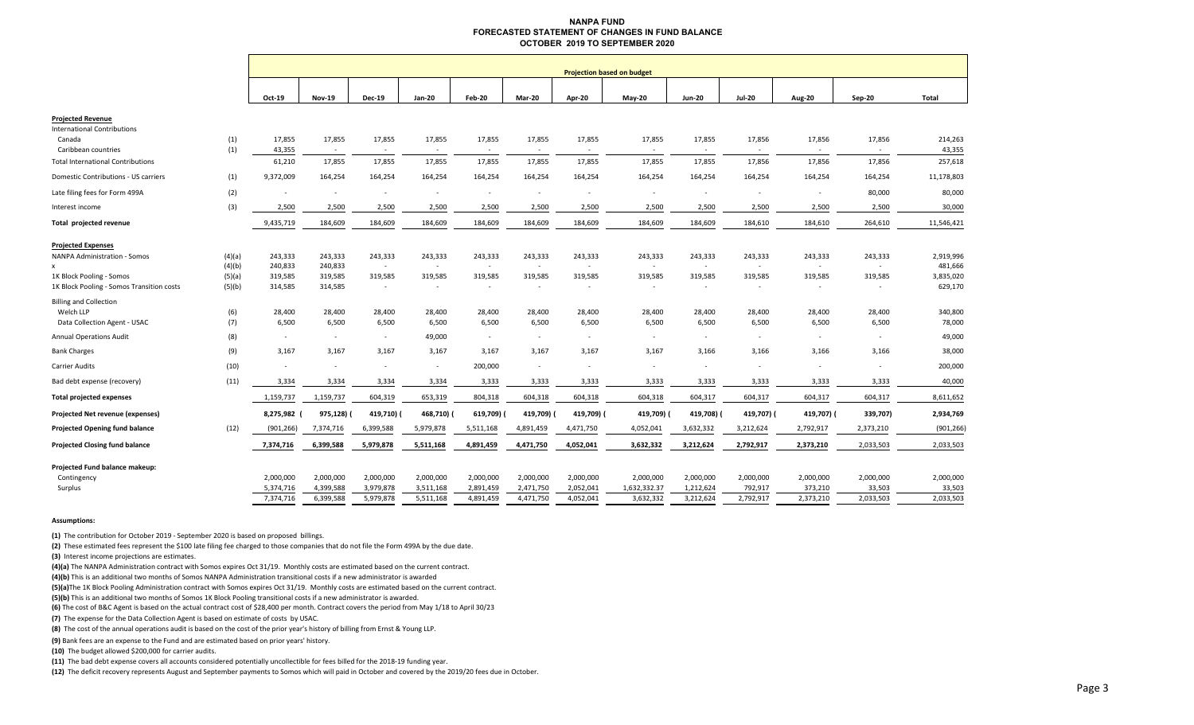# NANPA FUND
## FORECASTED STATEMENT OF CHANGES IN FUND BALANCE
### OCTOBER 2019 TO SEPTEMBER 2020

| | | Projection based on budget | | | | | | | | | | | | |
|---|---|---|---|---|---|---|---|---|---|---|---|---|---|---|
| | | Oct-19 | Nov-19 | Dec-19 | Jan-20 | Feb-20 | Mar-20 | Apr-20 | May-20 | Jun-20 | Jul-20 | Aug-20 | Sep-20 | Total |
| **Projected Revenue** | | | | | | | | | | | | | | |
| International Contributions | | | | | | | | | | | | | | |
| Canada | (1) | 17,855 | 17,855 | 17,855 | 17,855 | 17,855 | 17,855 | 17,855 | 17,855 | 17,855 | 17,856 | 17,856 | 17,856 | 214,263 |
| Caribbean countries | (1) | 43,355 | - | - | - | - | - | - | - | - | - | - | - | 43,355 |
| Total International Contributions | | 61,210 | 17,855 | 17,855 | 17,855 | 17,855 | 17,855 | 17,855 | 17,855 | 17,855 | 17,856 | 17,856 | 17,856 | 257,618 |
| Domestic Contributions - US carriers | (1) | 9,372,009 | 164,254 | 164,254 | 164,254 | 164,254 | 164,254 | 164,254 | 164,254 | 164,254 | 164,254 | 164,254 | 164,254 | 11,178,803 |
| Late filing fees for Form 499A | (2) | - | - | - | - | - | - | - | - | - | - | - | 80,000 | 80,000 |
| Interest income | (3) | 2,500 | 2,500 | 2,500 | 2,500 | 2,500 | 2,500 | 2,500 | 2,500 | 2,500 | 2,500 | 2,500 | 2,500 | 30,000 |
| **Total projected revenue** | | 9,435,719 | 184,609 | 184,609 | 184,609 | 184,609 | 184,609 | 184,609 | 184,609 | 184,609 | 184,610 | 184,610 | 264,610 | 11,546,421 |
| **Projected Expenses** | | | | | | | | | | | | | | |
| NANPA Administration - Somos | (4)(a) | 243,333 | 243,333 | 243,333 | 243,333 | 243,333 | 243,333 | 243,333 | 243,333 | 243,333 | 243,333 | 243,333 | 243,333 | 2,919,996 |
| x | (4)(b) | 240,833 | 240,833 | - | - | - | - | - | - | - | - | - | - | 481,666 |
| 1K Block Pooling - Somos | (5)(a) | 319,585 | 319,585 | 319,585 | 319,585 | 319,585 | 319,585 | 319,585 | 319,585 | 319,585 | 319,585 | 319,585 | 319,585 | 3,835,020 |
| 1K Block Pooling - Somos Transition costs | (5)(b) | 314,585 | 314,585 | - | - | - | - | - | - | - | - | - | - | 629,170 |
| Billing and Collection | | | | | | | | | | | | | | |
| Welch LLP | (6) | 28,400 | 28,400 | 28,400 | 28,400 | 28,400 | 28,400 | 28,400 | 28,400 | 28,400 | 28,400 | 28,400 | 28,400 | 340,800 |
| Data Collection Agent - USAC | (7) | 6,500 | 6,500 | 6,500 | 6,500 | 6,500 | 6,500 | 6,500 | 6,500 | 6,500 | 6,500 | 6,500 | 6,500 | 78,000 |
| Annual Operations Audit | (8) | - | - | - | 49,000 | - | - | - | - | - | - | - | - | 49,000 |
| Bank Charges | (9) | 3,167 | 3,167 | 3,167 | 3,167 | 3,167 | 3,167 | 3,167 | 3,167 | 3,166 | 3,166 | 3,166 | 3,166 | 38,000 |
| Carrier Audits | (10) | - | - | - | - | 200,000 | - | - | - | - | - | - | - | 200,000 |
| Bad debt expense (recovery) | (11) | 3,334 | 3,334 | 3,334 | 3,334 | 3,333 | 3,333 | 3,333 | 3,333 | 3,333 | 3,333 | 3,333 | 3,333 | 40,000 |
| **Total projected expenses** | | 1,159,737 | 1,159,737 | 604,319 | 653,319 | 804,318 | 604,318 | 604,318 | 604,318 | 604,317 | 604,317 | 604,317 | 604,317 | 8,611,652 |
| **Projected Net revenue (expenses)** | | 8,275,982 | (975,128) | (419,710) | (468,710) | (619,709) | (419,709) | (419,709) | (419,709) | (419,708) | (419,707) | (419,707) | (339,707) | 2,934,769 |
| **Projected Opening fund balance** | (12) | (901,266) | 7,374,716 | 6,399,588 | 5,979,878 | 5,511,168 | 4,891,459 | 4,471,750 | 4,052,041 | 3,632,332 | 3,212,624 | 2,792,917 | 2,373,210 | (901,266) |
| **Projected Closing fund balance** | | 7,374,716 | 6,399,588 | 5,979,878 | 5,511,168 | 4,891,459 | 4,471,750 | 4,052,041 | 3,632,332 | 3,212,624 | 2,792,917 | 2,373,210 | 2,033,503 | 2,033,503 |
| **Projected Fund balance makeup:** | | | | | | | | | | | | | | |
| Contingency | | 2,000,000 | 2,000,000 | 2,000,000 | 2,000,000 | 2,000,000 | 2,000,000 | 2,000,000 | 2,000,000 | 2,000,000 | 2,000,000 | 2,000,000 | 2,000,000 | 2,000,000 |
| Surplus | | 5,374,716 | 4,399,588 | 3,979,878 | 3,511,168 | 2,891,459 | 2,471,750 | 2,052,041 | 1,632,332.37 | 1,212,624 | 792,917 | 373,210 | 33,503 | 33,503 |
| | | 7,374,716 | 6,399,588 | 5,979,878 | 5,511,168 | 4,891,459 | 4,471,750 | 4,052,041 | 3,632,332 | 3,212,624 | 2,792,917 | 2,373,210 | 2,033,503 | 2,033,503 |

**Assumptions:**

**(1)** The contribution for October 2019 - September 2020 is based on proposed billings.

**(2)** These estimated fees represent the $100 late filing fee charged to those companies that do not file the Form 499A by the due date.

**(3)** Interest income projections are estimates.

**(4)(a)** The NANPA Administration contract with Somos expires Oct 31/19. Monthly costs are estimated based on the current contract.

**(4)(b)** This is an additional two months of Somos NANPA Administration transitional costs if a new administrator is awarded

**(5)(a)**The 1K Block Pooling Administration contract with Somos expires Oct 31/19. Monthly costs are estimated based on the current contract.

**(5)(b)** This is an additional two months of Somos 1K Block Pooling transitional costs if a new administrator is awarded.

**(6)** The cost of B&C Agent is based on the actual contract cost of $28,400 per month. Contract covers the period from May 1/18 to April 30/23

**(7)** The expense for the Data Collection Agent is based on estimate of costs by USAC.

**(8)** The cost of the annual operations audit is based on the cost of the prior year's history of billing from Ernst & Young LLP.

**(9)** Bank fees are an expense to the Fund and are estimated based on prior years' history.

**(10)** The budget allowed $200,000 for carrier audits.

**(11)** The bad debt expense covers all accounts considered potentially uncollectible for fees billed for the 2018-19 funding year.

**(12)** The deficit recovery represents August and September payments to Somos which will paid in October and covered by the 2019/20 fees due in October.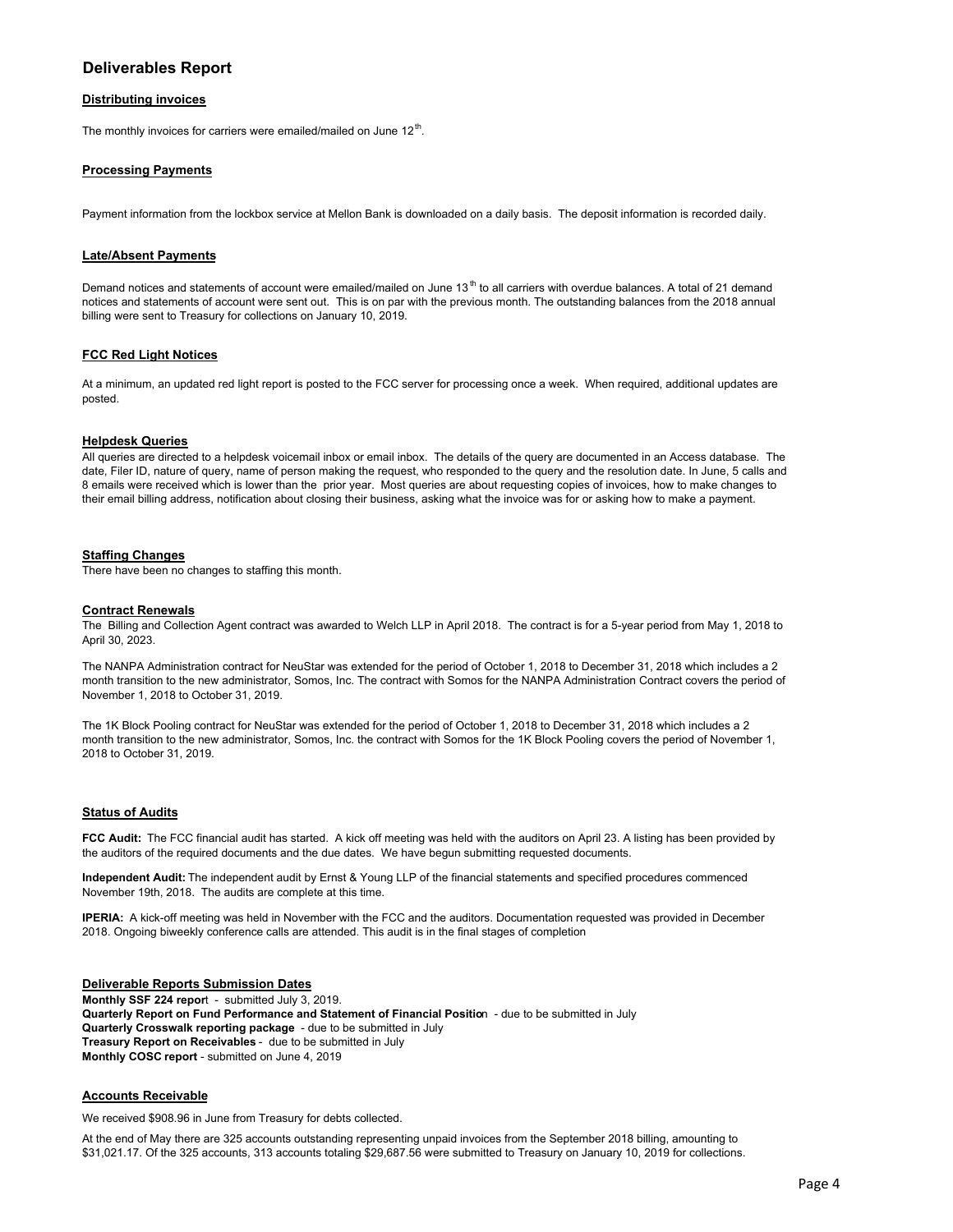## Deliverables Report

### Distributing invoices

The monthly invoices for carriers were emailed/mailed on June 12th.

### Processing Payments

Payment information from the lockbox service at Mellon Bank is downloaded on a daily basis. The deposit information is recorded daily.

### Late/Absent Payments

Demand notices and statements of account were emailed/mailed on June 13th to all carriers with overdue balances. A total of 21 demand notices and statements of account were sent out. This is on par with the previous month. The outstanding balances from the 2018 annual billing were sent to Treasury for collections on January 10, 2019.

### FCC Red Light Notices

At a minimum, an updated red light report is posted to the FCC server for processing once a week. When required, additional updates are posted.

### Helpdesk Queries

All queries are directed to a helpdesk voicemail inbox or email inbox. The details of the query are documented in an Access database. The date, Filer ID, nature of query, name of person making the request, who responded to the query and the resolution date. In June, 5 calls and 8 emails were received which is lower than the prior year. Most queries are about requesting copies of invoices, how to make changes to their email billing address, notification about closing their business, asking what the invoice was for or asking how to make a payment.

### Staffing Changes

There have been no changes to staffing this month.

### Contract Renewals

The Billing and Collection Agent contract was awarded to Welch LLP in April 2018. The contract is for a 5-year period from May 1, 2018 to April 30, 2023.

The NANPA Administration contract for NeuStar was extended for the period of October 1, 2018 to December 31, 2018 which includes a 2 month transition to the new administrator, Somos, Inc. The contract with Somos for the NANPA Administration Contract covers the period of November 1, 2018 to October 31, 2019.

The 1K Block Pooling contract for NeuStar was extended for the period of October 1, 2018 to December 31, 2018 which includes a 2 month transition to the new administrator, Somos, Inc. the contract with Somos for the 1K Block Pooling covers the period of November 1, 2018 to October 31, 2019.

### Status of Audits

**FCC Audit:** The FCC financial audit has started. A kick off meeting was held with the auditors on April 23. A listing has been provided by the auditors of the required documents and the due dates. We have begun submitting requested documents.

**Independent Audit:** The independent audit by Ernst & Young LLP of the financial statements and specified procedures commenced November 19th, 2018. The audits are complete at this time.

**IPERIA:** A kick-off meeting was held in November with the FCC and the auditors. Documentation requested was provided in December 2018. Ongoing biweekly conference calls are attended. This audit is in the final stages of completion

### Deliverable Reports Submission Dates

**Monthly SSF 224 report** - submitted July 3, 2019.
**Quarterly Report on Fund Performance and Statement of Financial Position** - due to be submitted in July
**Quarterly Crosswalk reporting package** - due to be submitted in July
**Treasury Report on Receivables** - due to be submitted in July
**Monthly COSC report** - submitted on June 4, 2019

### Accounts Receivable

We received $908.96 in June from Treasury for debts collected.

At the end of May there are 325 accounts outstanding representing unpaid invoices from the September 2018 billing, amounting to $31,021.17. Of the 325 accounts, 313 accounts totaling $29,687.56 were submitted to Treasury on January 10, 2019 for collections.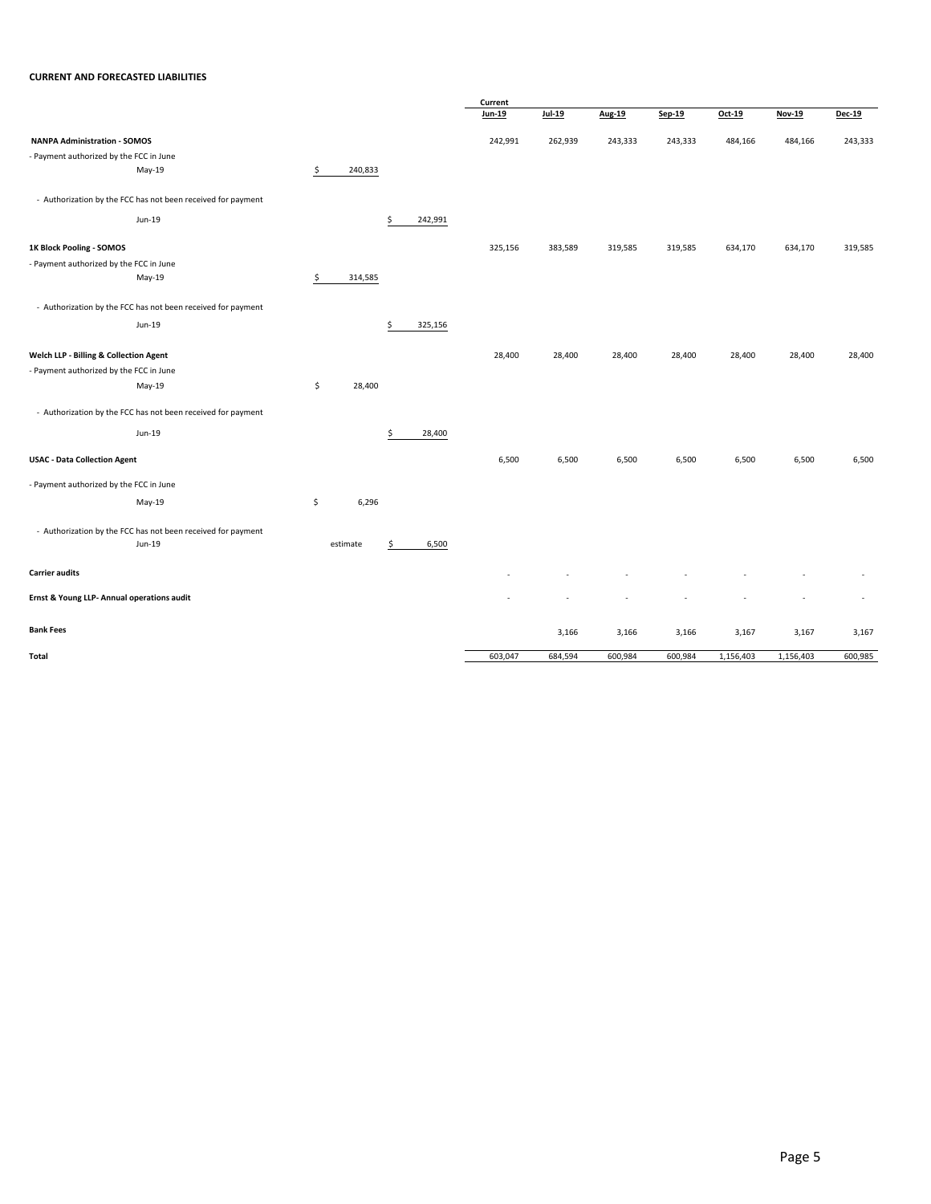**CURRENT AND FORECASTED LIABILITIES**

| | | | Current Jun-19 | Jul-19 | Aug-19 | Sep-19 | Oct-19 | Nov-19 | Dec-19 |
|---|---|---|---|---|---|---|---|---|---|
| **NANPA Administration - SOMOS** | | | 242,991 | 262,939 | 243,333 | 243,333 | 484,166 | 484,166 | 243,333 |
| - Payment authorized by the FCC in June | | | | | | | | | |
| May-19 | $ 240,833 | | | | | | | | |
| - Authorization by the FCC has not been received for payment | | | | | | | | | |
| Jun-19 | | $ 242,991 | | | | | | | |
| **1K Block Pooling - SOMOS** | | | 325,156 | 383,589 | 319,585 | 319,585 | 634,170 | 634,170 | 319,585 |
| - Payment authorized by the FCC in June | | | | | | | | | |
| May-19 | $ 314,585 | | | | | | | | |
| - Authorization by the FCC has not been received for payment | | | | | | | | | |
| Jun-19 | | $ 325,156 | | | | | | | |
| **Welch LLP - Billing & Collection Agent** | | | 28,400 | 28,400 | 28,400 | 28,400 | 28,400 | 28,400 | 28,400 |
| - Payment authorized by the FCC in June | | | | | | | | | |
| May-19 | $ 28,400 | | | | | | | | |
| - Authorization by the FCC has not been received for payment | | | | | | | | | |
| Jun-19 | | $ 28,400 | | | | | | | |
| **USAC - Data Collection Agent** | | | 6,500 | 6,500 | 6,500 | 6,500 | 6,500 | 6,500 | 6,500 |
| - Payment authorized by the FCC in June | | | | | | | | | |
| May-19 | $ 6,296 | | | | | | | | |
| - Authorization by the FCC has not been received for payment | | | | | | | | | |
| Jun-19 | estimate | $ 6,500 | | | | | | | |
| **Carrier audits** | | | - | - | - | - | - | - | - |
| **Ernst & Young LLP- Annual operations audit** | | | - | - | - | - | - | - | - |
| **Bank Fees** | | | | 3,166 | 3,166 | 3,166 | 3,167 | 3,167 | 3,167 |
| **Total** | | | 603,047 | 684,594 | 600,984 | 600,984 | 1,156,403 | 1,156,403 | 600,985 |